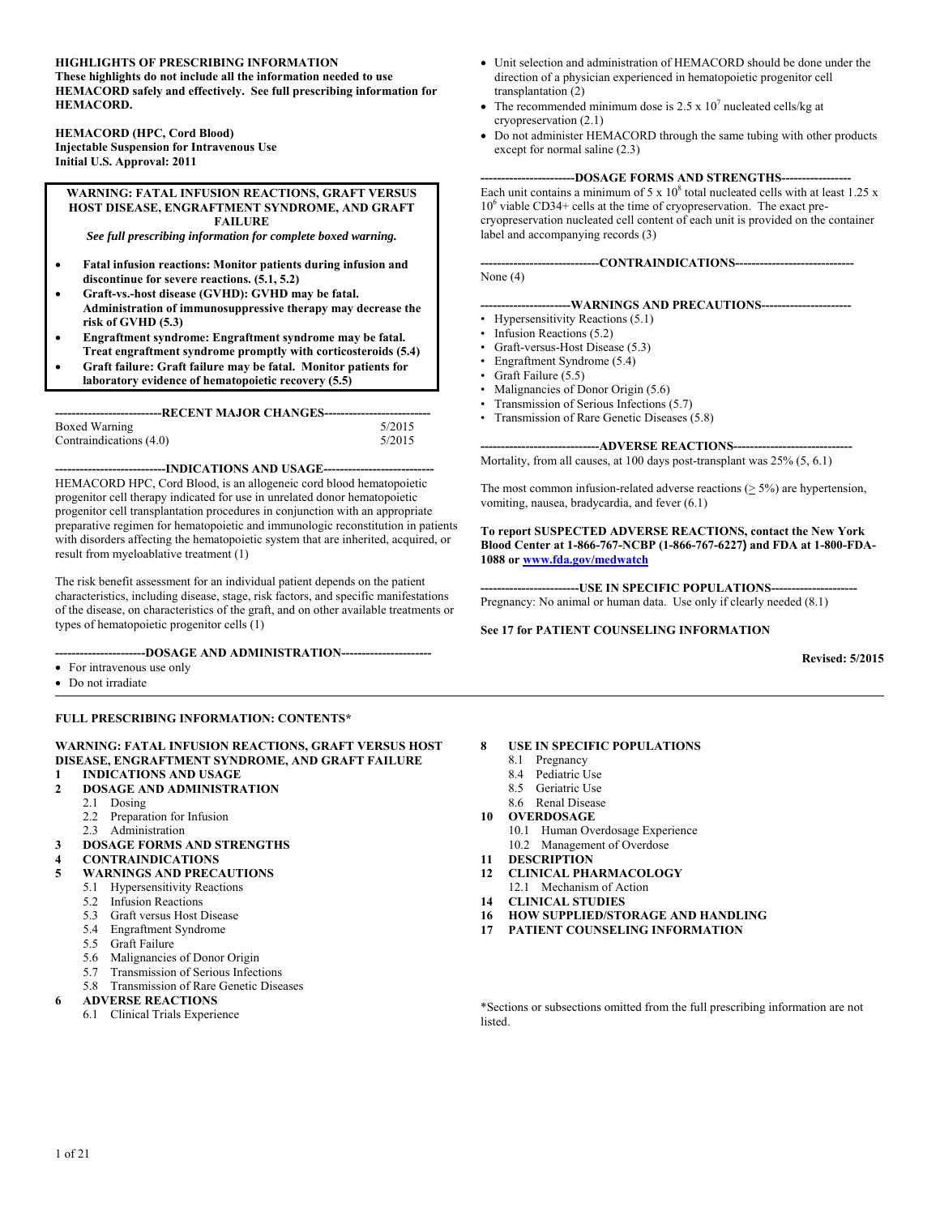**HIGHLIGHTS OF PRESCRIBING INFORMATION**
**These highlights do not include all the information needed to use HEMACORD safely and effectively. See full prescribing information for HEMACORD.**

**HEMACORD (HPC, Cord Blood)**
**Injectable Suspension for Intravenous Use**
**Initial U.S. Approval: 2011**

**WARNING: FATAL INFUSION REACTIONS, GRAFT VERSUS HOST DISEASE, ENGRAFTMENT SYNDROME, AND GRAFT FAILURE**
***See full prescribing information for complete boxed warning.***

- **Fatal infusion reactions: Monitor patients during infusion and discontinue for severe reactions. (5.1, 5.2)**
- **Graft-vs.-host disease (GVHD): GVHD may be fatal. Administration of immunosuppressive therapy may decrease the risk of GVHD (5.3)**
- **Engraftment syndrome: Engraftment syndrome may be fatal. Treat engraftment syndrome promptly with corticosteroids (5.4)**
- **Graft failure: Graft failure may be fatal. Monitor patients for laboratory evidence of hematopoietic recovery (5.5)**

**--------------------------RECENT MAJOR CHANGES--------------------------**

| | |
|---|---|
| Boxed Warning | 5/2015 |
| Contraindications (4.0) | 5/2015 |

**--------------------------INDICATIONS AND USAGE--------------------------**

HEMACORD HPC, Cord Blood, is an allogeneic cord blood hematopoietic progenitor cell therapy indicated for use in unrelated donor hematopoietic progenitor cell transplantation procedures in conjunction with an appropriate preparative regimen for hematopoietic and immunologic reconstitution in patients with disorders affecting the hematopoietic system that are inherited, acquired, or result from myeloablative treatment (1)

The risk benefit assessment for an individual patient depends on the patient characteristics, including disease, stage, risk factors, and specific manifestations of the disease, on characteristics of the graft, and on other available treatments or types of hematopoietic progenitor cells (1)

**----------------------DOSAGE AND ADMINISTRATION----------------------**

- For intravenous use only
- Do not irradiate
- Unit selection and administration of HEMACORD should be done under the direction of a physician experienced in hematopoietic progenitor cell transplantation (2)
- The recommended minimum dose is $2.5 \times 10^7$ nucleated cells/kg at cryopreservation (2.1)
- Do not administer HEMACORD through the same tubing with other products except for normal saline (2.3)

**----------------------DOSAGE FORMS AND STRENGTHS-----------------**

Each unit contains a minimum of $5 \times 10^8$ total nucleated cells with at least $1.25 \times 10^6$ viable CD34+ cells at the time of cryopreservation. The exact pre-cryopreservation nucleated cell content of each unit is provided on the container label and accompanying records (3)

**-----------------------------CONTRAINDICATIONS-----------------------------**

None (4)

**----------------------WARNINGS AND PRECAUTIONS----------------------**

- Hypersensitivity Reactions (5.1)
- Infusion Reactions (5.2)
- Graft-versus-Host Disease (5.3)
- Engraftment Syndrome (5.4)
- Graft Failure (5.5)
- Malignancies of Donor Origin (5.6)
- Transmission of Serious Infections (5.7)
- Transmission of Rare Genetic Diseases (5.8)

**-----------------------------ADVERSE REACTIONS-----------------------------**

Mortality, from all causes, at 100 days post-transplant was 25% (5, 6.1)

The most common infusion-related adverse reactions ($\geq$ 5%) are hypertension, vomiting, nausea, bradycardia, and fever (6.1)

**To report SUSPECTED ADVERSE REACTIONS, contact the New York Blood Center at 1-866-767-NCBP (1-866-767-6227) and FDA at 1-800-FDA-1088 or www.fda.gov/medwatch**

**------------------------USE IN SPECIFIC POPULATIONS---------------------**

Pregnancy: No animal or human data. Use only if clearly needed (8.1)

**See 17 for PATIENT COUNSELING INFORMATION**

**Revised: 5/2015**

**FULL PRESCRIBING INFORMATION: CONTENTS***

**WARNING: FATAL INFUSION REACTIONS, GRAFT VERSUS HOST DISEASE, ENGRAFTMENT SYNDROME, AND GRAFT FAILURE**

**1 INDICATIONS AND USAGE**

**2 DOSAGE AND ADMINISTRATION**
- 2.1 Dosing
- 2.2 Preparation for Infusion
- 2.3 Administration

**3 DOSAGE FORMS AND STRENGTHS**

**4 CONTRAINDICATIONS**

**5 WARNINGS AND PRECAUTIONS**
- 5.1 Hypersensitivity Reactions
- 5.2 Infusion Reactions
- 5.3 Graft versus Host Disease
- 5.4 Engraftment Syndrome
- 5.5 Graft Failure
- 5.6 Malignancies of Donor Origin
- 5.7 Transmission of Serious Infections
- 5.8 Transmission of Rare Genetic Diseases

**6 ADVERSE REACTIONS**
- 6.1 Clinical Trials Experience

**8 USE IN SPECIFIC POPULATIONS**
- 8.1 Pregnancy
- 8.4 Pediatric Use
- 8.5 Geriatric Use
- 8.6 Renal Disease

**10 OVERDOSAGE**
- 10.1 Human Overdosage Experience
- 10.2 Management of Overdose

**11 DESCRIPTION**

**12 CLINICAL PHARMACOLOGY**
- 12.1 Mechanism of Action

**14 CLINICAL STUDIES**

**16 HOW SUPPLIED/STORAGE AND HANDLING**

**17 PATIENT COUNSELING INFORMATION**

*Sections or subsections omitted from the full prescribing information are not listed.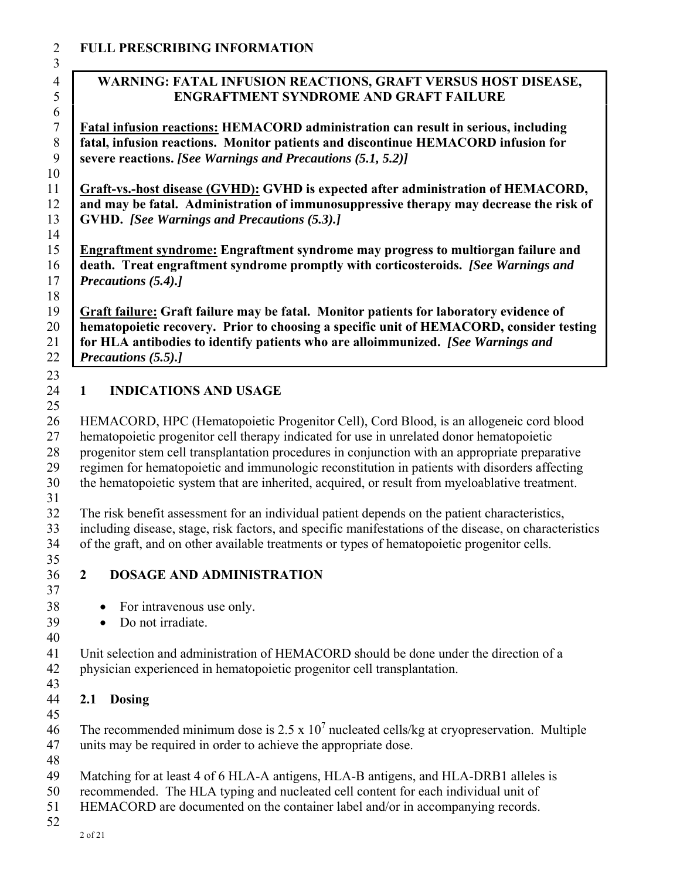# FULL PRESCRIBING INFORMATION

**WARNING: FATAL INFUSION REACTIONS, GRAFT VERSUS HOST DISEASE, ENGRAFTMENT SYNDROME AND GRAFT FAILURE**

**Fatal infusion reactions: HEMACORD administration can result in serious, including fatal, infusion reactions. Monitor patients and discontinue HEMACORD infusion for severe reactions.** ***[See Warnings and Precautions (5.1, 5.2)]***

**Graft-vs.-host disease (GVHD): GVHD is expected after administration of HEMACORD, and may be fatal. Administration of immunosuppressive therapy may decrease the risk of GVHD.** ***[See Warnings and Precautions (5.3).]***

**Engraftment syndrome: Engraftment syndrome may progress to multiorgan failure and death. Treat engraftment syndrome promptly with corticosteroids.** ***[See Warnings and Precautions (5.4).]***

**Graft failure: Graft failure may be fatal. Monitor patients for laboratory evidence of hematopoietic recovery. Prior to choosing a specific unit of HEMACORD, consider testing for HLA antibodies to identify patients who are alloimmunized.** ***[See Warnings and Precautions (5.5).]***

## 1 INDICATIONS AND USAGE

HEMACORD, HPC (Hematopoietic Progenitor Cell), Cord Blood, is an allogeneic cord blood hematopoietic progenitor cell therapy indicated for use in unrelated donor hematopoietic progenitor stem cell transplantation procedures in conjunction with an appropriate preparative regimen for hematopoietic and immunologic reconstitution in patients with disorders affecting the hematopoietic system that are inherited, acquired, or result from myeloablative treatment.

The risk benefit assessment for an individual patient depends on the patient characteristics, including disease, stage, risk factors, and specific manifestations of the disease, on characteristics of the graft, and on other available treatments or types of hematopoietic progenitor cells.

## 2 DOSAGE AND ADMINISTRATION

- For intravenous use only.
- Do not irradiate.

Unit selection and administration of HEMACORD should be done under the direction of a physician experienced in hematopoietic progenitor cell transplantation.

### 2.1 Dosing

The recommended minimum dose is $2.5 \times 10^7$ nucleated cells/kg at cryopreservation. Multiple units may be required in order to achieve the appropriate dose.

Matching for at least 4 of 6 HLA-A antigens, HLA-B antigens, and HLA-DRB1 alleles is recommended. The HLA typing and nucleated cell content for each individual unit of HEMACORD are documented on the container label and/or in accompanying records.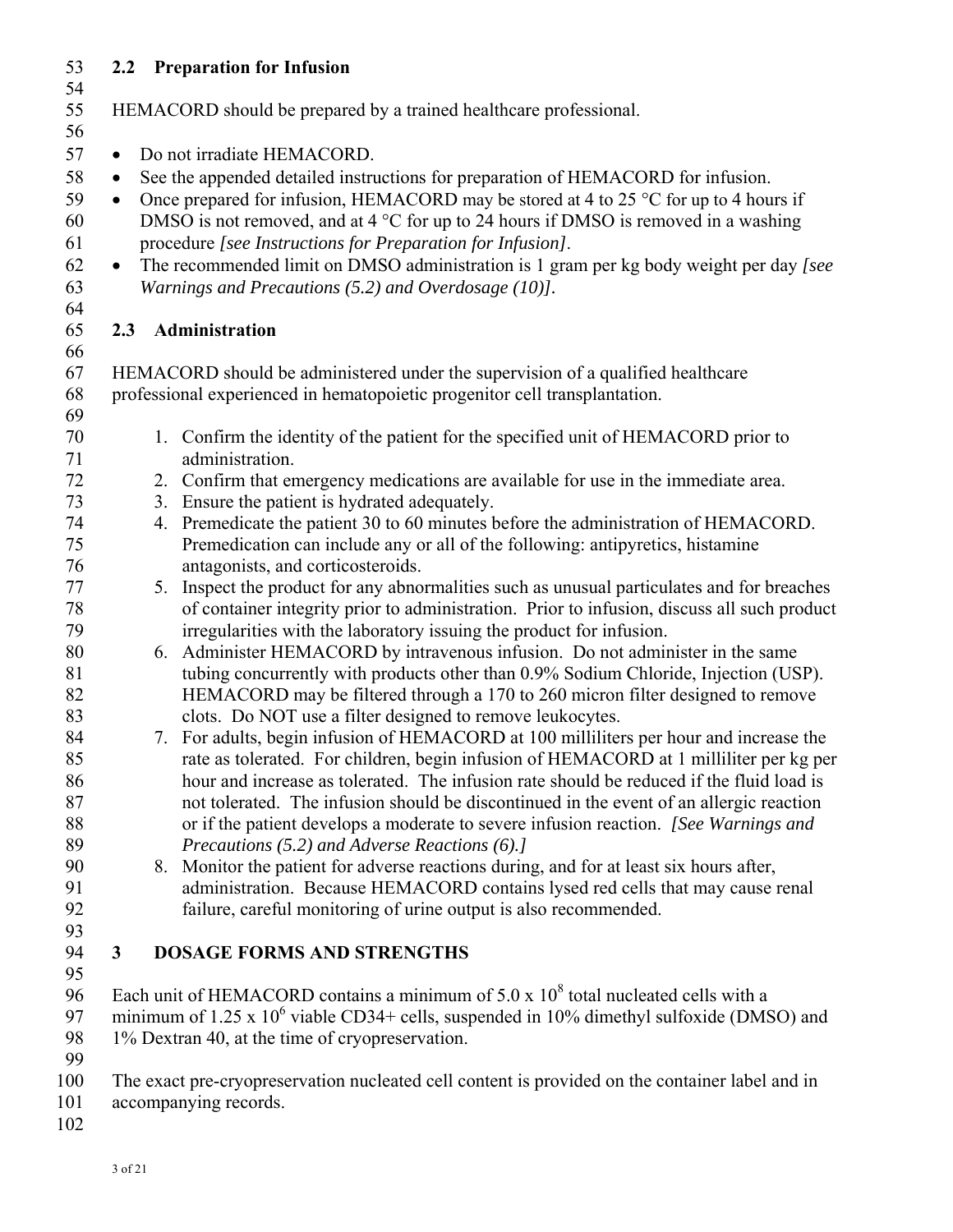## 2.2 Preparation for Infusion

HEMACORD should be prepared by a trained healthcare professional.

- Do not irradiate HEMACORD.
- See the appended detailed instructions for preparation of HEMACORD for infusion.
- Once prepared for infusion, HEMACORD may be stored at 4 to 25 °C for up to 4 hours if DMSO is not removed, and at 4 °C for up to 24 hours if DMSO is removed in a washing procedure *[see Instructions for Preparation for Infusion]*.
- The recommended limit on DMSO administration is 1 gram per kg body weight per day *[see Warnings and Precautions (5.2) and Overdosage (10)]*.

## 2.3 Administration

HEMACORD should be administered under the supervision of a qualified healthcare professional experienced in hematopoietic progenitor cell transplantation.

1. Confirm the identity of the patient for the specified unit of HEMACORD prior to administration.
2. Confirm that emergency medications are available for use in the immediate area.
3. Ensure the patient is hydrated adequately.
4. Premedicate the patient 30 to 60 minutes before the administration of HEMACORD. Premedication can include any or all of the following: antipyretics, histamine antagonists, and corticosteroids.
5. Inspect the product for any abnormalities such as unusual particulates and for breaches of container integrity prior to administration. Prior to infusion, discuss all such product irregularities with the laboratory issuing the product for infusion.
6. Administer HEMACORD by intravenous infusion. Do not administer in the same tubing concurrently with products other than 0.9% Sodium Chloride, Injection (USP). HEMACORD may be filtered through a 170 to 260 micron filter designed to remove clots. Do NOT use a filter designed to remove leukocytes.
7. For adults, begin infusion of HEMACORD at 100 milliliters per hour and increase the rate as tolerated. For children, begin infusion of HEMACORD at 1 milliliter per kg per hour and increase as tolerated. The infusion rate should be reduced if the fluid load is not tolerated. The infusion should be discontinued in the event of an allergic reaction or if the patient develops a moderate to severe infusion reaction. *[See Warnings and Precautions (5.2) and Adverse Reactions (6).]*
8. Monitor the patient for adverse reactions during, and for at least six hours after, administration. Because HEMACORD contains lysed red cells that may cause renal failure, careful monitoring of urine output is also recommended.

# 3 DOSAGE FORMS AND STRENGTHS

Each unit of HEMACORD contains a minimum of $5.0 \times 10^8$ total nucleated cells with a minimum of $1.25 \times 10^6$ viable CD34+ cells, suspended in 10% dimethyl sulfoxide (DMSO) and 1% Dextran 40, at the time of cryopreservation.

The exact pre-cryopreservation nucleated cell content is provided on the container label and in accompanying records.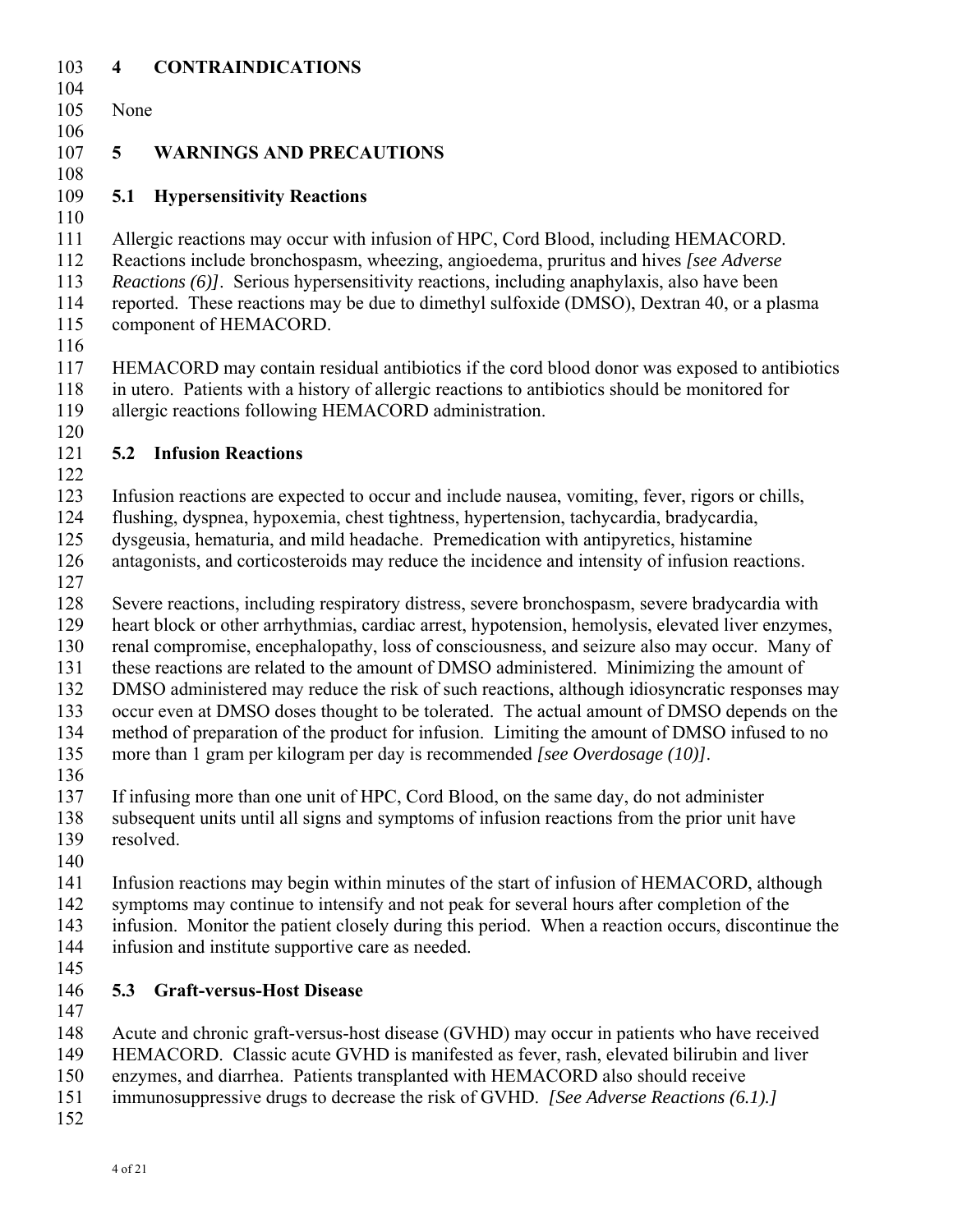## 4 CONTRAINDICATIONS

None

## 5 WARNINGS AND PRECAUTIONS

### 5.1 Hypersensitivity Reactions

Allergic reactions may occur with infusion of HPC, Cord Blood, including HEMACORD. Reactions include bronchospasm, wheezing, angioedema, pruritus and hives *[see Adverse Reactions (6)]*. Serious hypersensitivity reactions, including anaphylaxis, also have been reported. These reactions may be due to dimethyl sulfoxide (DMSO), Dextran 40, or a plasma component of HEMACORD.

HEMACORD may contain residual antibiotics if the cord blood donor was exposed to antibiotics in utero. Patients with a history of allergic reactions to antibiotics should be monitored for allergic reactions following HEMACORD administration.

### 5.2 Infusion Reactions

Infusion reactions are expected to occur and include nausea, vomiting, fever, rigors or chills, flushing, dyspnea, hypoxemia, chest tightness, hypertension, tachycardia, bradycardia, dysgeusia, hematuria, and mild headache. Premedication with antipyretics, histamine antagonists, and corticosteroids may reduce the incidence and intensity of infusion reactions.

Severe reactions, including respiratory distress, severe bronchospasm, severe bradycardia with heart block or other arrhythmias, cardiac arrest, hypotension, hemolysis, elevated liver enzymes, renal compromise, encephalopathy, loss of consciousness, and seizure also may occur. Many of these reactions are related to the amount of DMSO administered. Minimizing the amount of DMSO administered may reduce the risk of such reactions, although idiosyncratic responses may occur even at DMSO doses thought to be tolerated. The actual amount of DMSO depends on the method of preparation of the product for infusion. Limiting the amount of DMSO infused to no more than 1 gram per kilogram per day is recommended *[see Overdosage (10)]*.

If infusing more than one unit of HPC, Cord Blood, on the same day, do not administer subsequent units until all signs and symptoms of infusion reactions from the prior unit have resolved.

Infusion reactions may begin within minutes of the start of infusion of HEMACORD, although symptoms may continue to intensify and not peak for several hours after completion of the infusion. Monitor the patient closely during this period. When a reaction occurs, discontinue the infusion and institute supportive care as needed.

### 5.3 Graft-versus-Host Disease

Acute and chronic graft-versus-host disease (GVHD) may occur in patients who have received HEMACORD. Classic acute GVHD is manifested as fever, rash, elevated bilirubin and liver enzymes, and diarrhea. Patients transplanted with HEMACORD also should receive immunosuppressive drugs to decrease the risk of GVHD. *[See Adverse Reactions (6.1).]*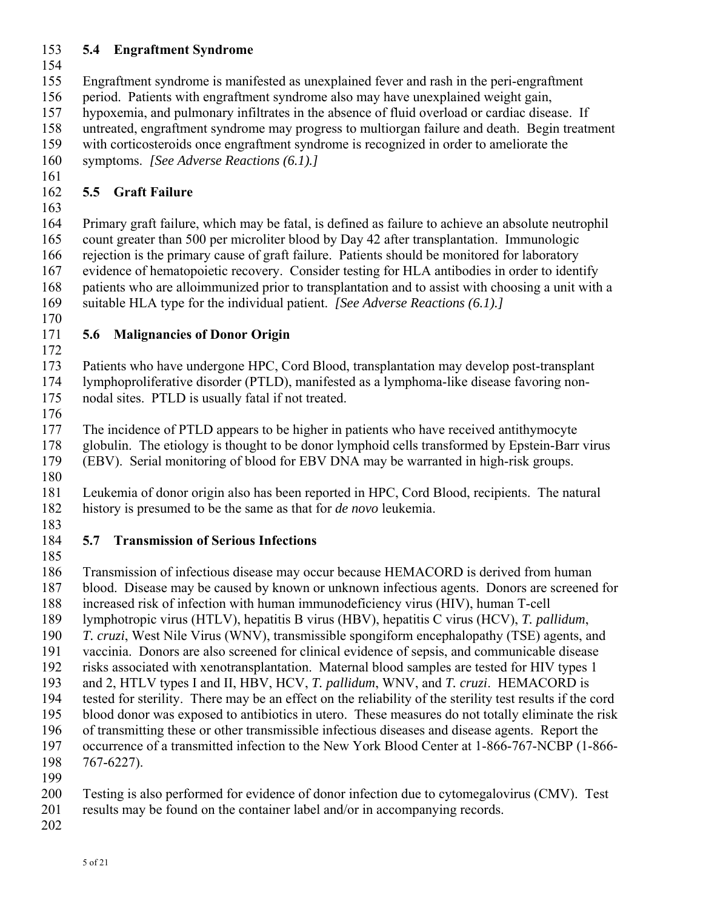### 5.4 Engraftment Syndrome

Engraftment syndrome is manifested as unexplained fever and rash in the peri-engraftment period. Patients with engraftment syndrome also may have unexplained weight gain, hypoxemia, and pulmonary infiltrates in the absence of fluid overload or cardiac disease. If untreated, engraftment syndrome may progress to multiorgan failure and death. Begin treatment with corticosteroids once engraftment syndrome is recognized in order to ameliorate the symptoms. *[See Adverse Reactions (6.1).]*

### 5.5 Graft Failure

Primary graft failure, which may be fatal, is defined as failure to achieve an absolute neutrophil count greater than 500 per microliter blood by Day 42 after transplantation. Immunologic rejection is the primary cause of graft failure. Patients should be monitored for laboratory evidence of hematopoietic recovery. Consider testing for HLA antibodies in order to identify patients who are alloimmunized prior to transplantation and to assist with choosing a unit with a suitable HLA type for the individual patient. *[See Adverse Reactions (6.1).]*

### 5.6 Malignancies of Donor Origin

Patients who have undergone HPC, Cord Blood, transplantation may develop post-transplant lymphoproliferative disorder (PTLD), manifested as a lymphoma-like disease favoring non-nodal sites. PTLD is usually fatal if not treated.

The incidence of PTLD appears to be higher in patients who have received antithymocyte globulin. The etiology is thought to be donor lymphoid cells transformed by Epstein-Barr virus (EBV). Serial monitoring of blood for EBV DNA may be warranted in high-risk groups.

Leukemia of donor origin also has been reported in HPC, Cord Blood, recipients. The natural history is presumed to be the same as that for *de novo* leukemia.

### 5.7 Transmission of Serious Infections

Transmission of infectious disease may occur because HEMACORD is derived from human blood. Disease may be caused by known or unknown infectious agents. Donors are screened for increased risk of infection with human immunodeficiency virus (HIV), human T-cell lymphotropic virus (HTLV), hepatitis B virus (HBV), hepatitis C virus (HCV), *T. pallidum*, *T. cruzi*, West Nile Virus (WNV), transmissible spongiform encephalopathy (TSE) agents, and vaccinia. Donors are also screened for clinical evidence of sepsis, and communicable disease risks associated with xenotransplantation. Maternal blood samples are tested for HIV types 1 and 2, HTLV types I and II, HBV, HCV, *T. pallidum*, WNV, and *T. cruzi*. HEMACORD is tested for sterility. There may be an effect on the reliability of the sterility test results if the cord blood donor was exposed to antibiotics in utero. These measures do not totally eliminate the risk of transmitting these or other transmissible infectious diseases and disease agents. Report the occurrence of a transmitted infection to the New York Blood Center at 1-866-767-NCBP (1-866-767-6227).

Testing is also performed for evidence of donor infection due to cytomegalovirus (CMV). Test results may be found on the container label and/or in accompanying records.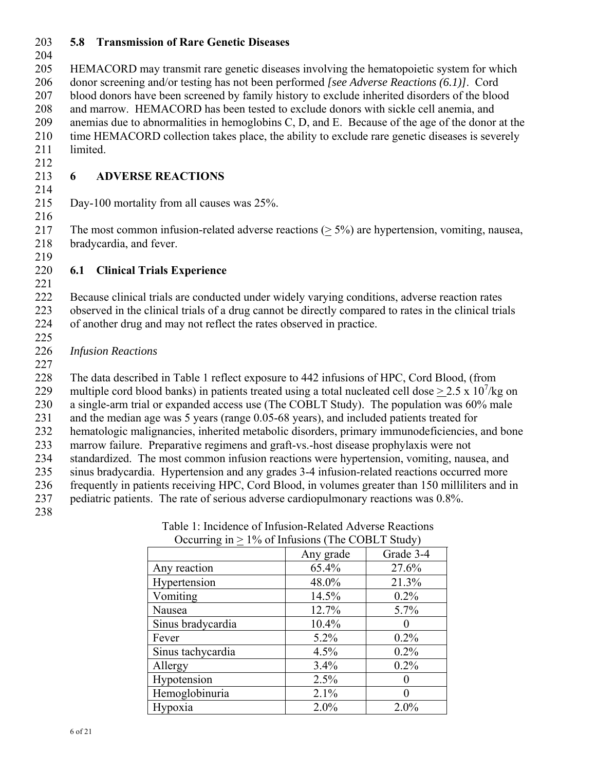### 5.8 Transmission of Rare Genetic Diseases

HEMACORD may transmit rare genetic diseases involving the hematopoietic system for which donor screening and/or testing has not been performed *[see Adverse Reactions (6.1)]*. Cord blood donors have been screened by family history to exclude inherited disorders of the blood and marrow. HEMACORD has been tested to exclude donors with sickle cell anemia, and anemias due to abnormalities in hemoglobins C, D, and E. Because of the age of the donor at the time HEMACORD collection takes place, the ability to exclude rare genetic diseases is severely limited.

## 6 ADVERSE REACTIONS

Day-100 mortality from all causes was 25%.

The most common infusion-related adverse reactions ($\geq$ 5%) are hypertension, vomiting, nausea, bradycardia, and fever.

### 6.1 Clinical Trials Experience

Because clinical trials are conducted under widely varying conditions, adverse reaction rates observed in the clinical trials of a drug cannot be directly compared to rates in the clinical trials of another drug and may not reflect the rates observed in practice.

*Infusion Reactions*

The data described in Table 1 reflect exposure to 442 infusions of HPC, Cord Blood, (from multiple cord blood banks) in patients treated using a total nucleated cell dose $\geq 2.5 \times 10^7$/kg on a single-arm trial or expanded access use (The COBLT Study). The population was 60% male and the median age was 5 years (range 0.05-68 years), and included patients treated for hematologic malignancies, inherited metabolic disorders, primary immunodeficiencies, and bone marrow failure. Preparative regimens and graft-vs.-host disease prophylaxis were not standardized. The most common infusion reactions were hypertension, vomiting, nausea, and sinus bradycardia. Hypertension and any grades 3-4 infusion-related reactions occurred more frequently in patients receiving HPC, Cord Blood, in volumes greater than 150 milliliters and in pediatric patients. The rate of serious adverse cardiopulmonary reactions was 0.8%.

Table 1: Incidence of Infusion-Related Adverse Reactions Occurring in $\geq$ 1% of Infusions (The COBLT Study)

| | Any grade | Grade 3-4 |
|---|---|---|
| Any reaction | 65.4% | 27.6% |
| Hypertension | 48.0% | 21.3% |
| Vomiting | 14.5% | 0.2% |
| Nausea | 12.7% | 5.7% |
| Sinus bradycardia | 10.4% | 0 |
| Fever | 5.2% | 0.2% |
| Sinus tachycardia | 4.5% | 0.2% |
| Allergy | 3.4% | 0.2% |
| Hypotension | 2.5% | 0 |
| Hemoglobinuria | 2.1% | 0 |
| Hypoxia | 2.0% | 2.0% |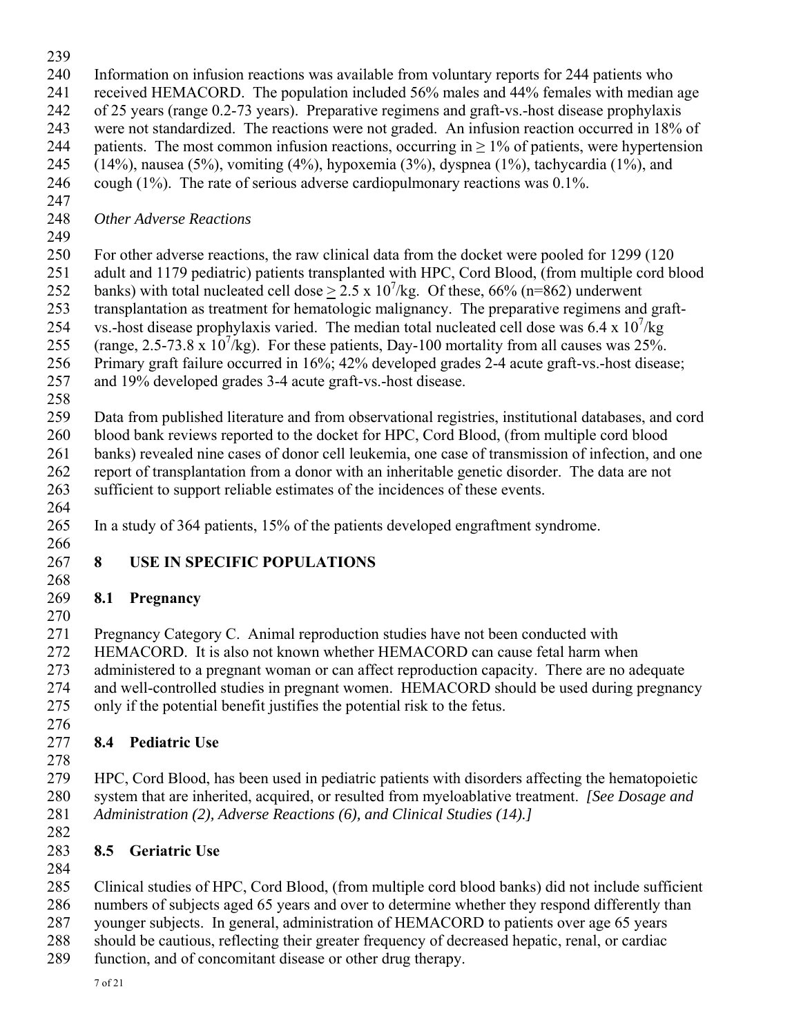Information on infusion reactions was available from voluntary reports for 244 patients who received HEMACORD. The population included 56% males and 44% females with median age of 25 years (range 0.2-73 years). Preparative regimens and graft-vs.-host disease prophylaxis were not standardized. The reactions were not graded. An infusion reaction occurred in 18% of patients. The most common infusion reactions, occurring in $\geq$ 1% of patients, were hypertension (14%), nausea (5%), vomiting (4%), hypoxemia (3%), dyspnea (1%), tachycardia (1%), and cough (1%). The rate of serious adverse cardiopulmonary reactions was 0.1%.

*Other Adverse Reactions*

For other adverse reactions, the raw clinical data from the docket were pooled for 1299 (120 adult and 1179 pediatric) patients transplanted with HPC, Cord Blood, (from multiple cord blood banks) with total nucleated cell dose $\geq 2.5 \times 10^7$/kg. Of these, 66% (n=862) underwent transplantation as treatment for hematologic malignancy. The preparative regimens and graft-vs.-host disease prophylaxis varied. The median total nucleated cell dose was $6.4 \times 10^7$/kg (range, $2.5\text{-}73.8 \times 10^7$/kg). For these patients, Day-100 mortality from all causes was 25%. Primary graft failure occurred in 16%; 42% developed grades 2-4 acute graft-vs.-host disease; and 19% developed grades 3-4 acute graft-vs.-host disease.

Data from published literature and from observational registries, institutional databases, and cord blood bank reviews reported to the docket for HPC, Cord Blood, (from multiple cord blood banks) revealed nine cases of donor cell leukemia, one case of transmission of infection, and one report of transplantation from a donor with an inheritable genetic disorder. The data are not sufficient to support reliable estimates of the incidences of these events.

In a study of 364 patients, 15% of the patients developed engraftment syndrome.

# 8 USE IN SPECIFIC POPULATIONS

## 8.1 Pregnancy

Pregnancy Category C. Animal reproduction studies have not been conducted with HEMACORD. It is also not known whether HEMACORD can cause fetal harm when administered to a pregnant woman or can affect reproduction capacity. There are no adequate and well-controlled studies in pregnant women. HEMACORD should be used during pregnancy only if the potential benefit justifies the potential risk to the fetus.

## 8.4 Pediatric Use

HPC, Cord Blood, has been used in pediatric patients with disorders affecting the hematopoietic system that are inherited, acquired, or resulted from myeloablative treatment. *[See Dosage and Administration (2), Adverse Reactions (6), and Clinical Studies (14).]*

## 8.5 Geriatric Use

Clinical studies of HPC, Cord Blood, (from multiple cord blood banks) did not include sufficient numbers of subjects aged 65 years and over to determine whether they respond differently than younger subjects. In general, administration of HEMACORD to patients over age 65 years should be cautious, reflecting their greater frequency of decreased hepatic, renal, or cardiac function, and of concomitant disease or other drug therapy.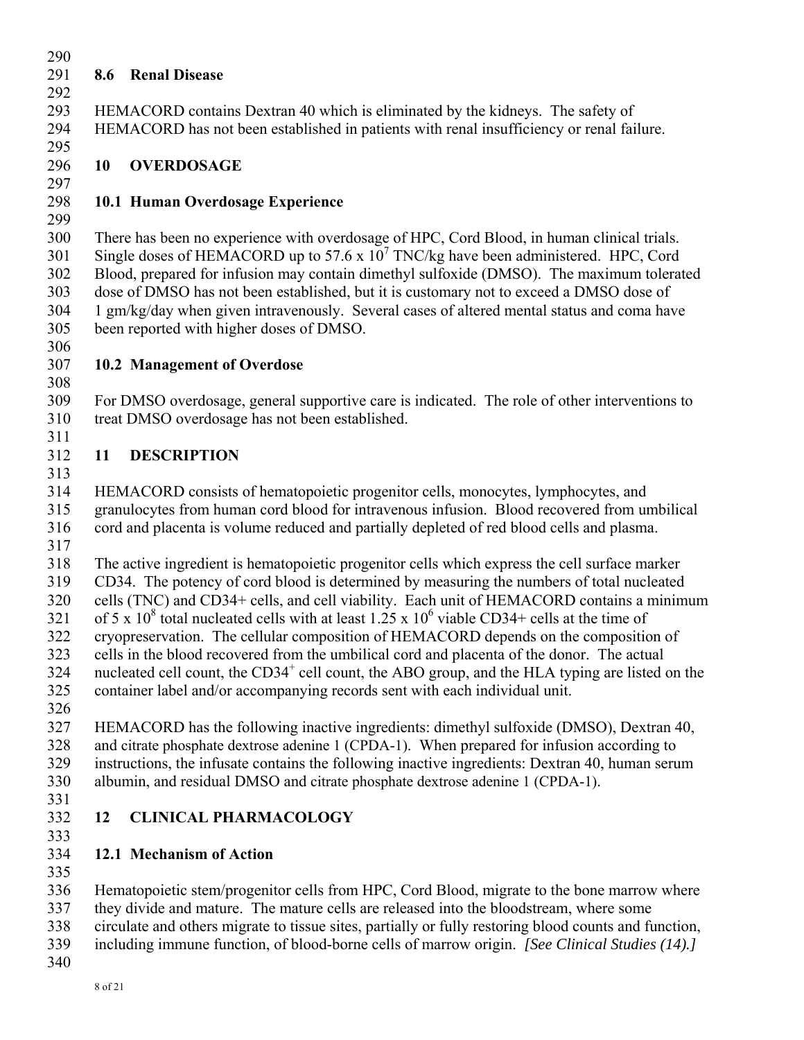## 8.6 Renal Disease

HEMACORD contains Dextran 40 which is eliminated by the kidneys. The safety of HEMACORD has not been established in patients with renal insufficiency or renal failure.

# 10 OVERDOSAGE

## 10.1 Human Overdosage Experience

There has been no experience with overdosage of HPC, Cord Blood, in human clinical trials. Single doses of HEMACORD up to $57.6 \times 10^7$ TNC/kg have been administered. HPC, Cord Blood, prepared for infusion may contain dimethyl sulfoxide (DMSO). The maximum tolerated dose of DMSO has not been established, but it is customary not to exceed a DMSO dose of 1 gm/kg/day when given intravenously. Several cases of altered mental status and coma have been reported with higher doses of DMSO.

## 10.2 Management of Overdose

For DMSO overdosage, general supportive care is indicated. The role of other interventions to treat DMSO overdosage has not been established.

# 11 DESCRIPTION

HEMACORD consists of hematopoietic progenitor cells, monocytes, lymphocytes, and granulocytes from human cord blood for intravenous infusion. Blood recovered from umbilical cord and placenta is volume reduced and partially depleted of red blood cells and plasma.

The active ingredient is hematopoietic progenitor cells which express the cell surface marker CD34. The potency of cord blood is determined by measuring the numbers of total nucleated cells (TNC) and CD34+ cells, and cell viability. Each unit of HEMACORD contains a minimum of $5 \times 10^8$ total nucleated cells with at least $1.25 \times 10^6$ viable CD34+ cells at the time of cryopreservation. The cellular composition of HEMACORD depends on the composition of cells in the blood recovered from the umbilical cord and placenta of the donor. The actual nucleated cell count, the $CD34^+$ cell count, the ABO group, and the HLA typing are listed on the container label and/or accompanying records sent with each individual unit.

HEMACORD has the following inactive ingredients: dimethyl sulfoxide (DMSO), Dextran 40, and citrate phosphate dextrose adenine 1 (CPDA-1). When prepared for infusion according to instructions, the infusate contains the following inactive ingredients: Dextran 40, human serum albumin, and residual DMSO and citrate phosphate dextrose adenine 1 (CPDA-1).

# 12 CLINICAL PHARMACOLOGY

## 12.1 Mechanism of Action

Hematopoietic stem/progenitor cells from HPC, Cord Blood, migrate to the bone marrow where they divide and mature. The mature cells are released into the bloodstream, where some circulate and others migrate to tissue sites, partially or fully restoring blood counts and function, including immune function, of blood-borne cells of marrow origin. *[See Clinical Studies (14).]*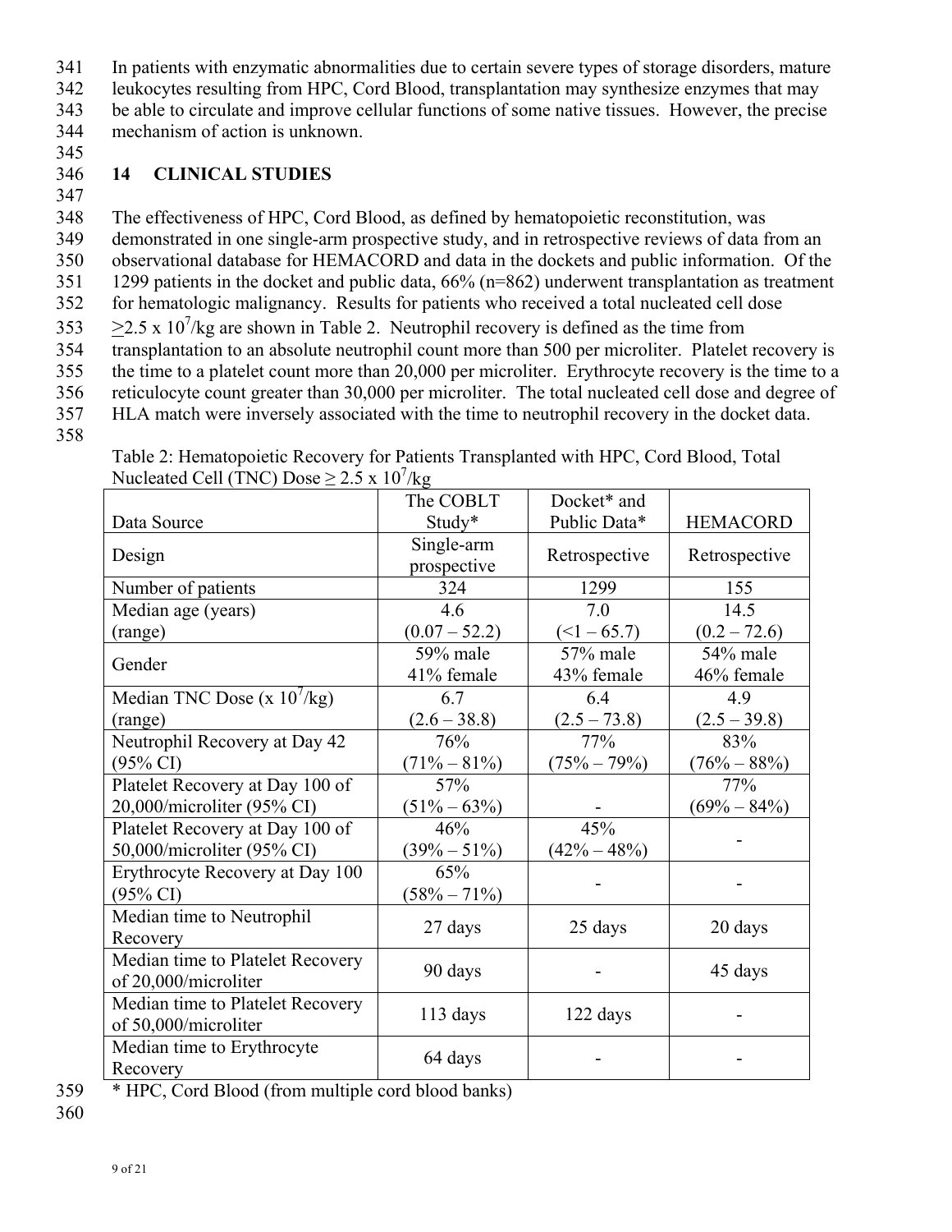In patients with enzymatic abnormalities due to certain severe types of storage disorders, mature leukocytes resulting from HPC, Cord Blood, transplantation may synthesize enzymes that may be able to circulate and improve cellular functions of some native tissues. However, the precise mechanism of action is unknown.

## 14 CLINICAL STUDIES

The effectiveness of HPC, Cord Blood, as defined by hematopoietic reconstitution, was demonstrated in one single-arm prospective study, and in retrospective reviews of data from an observational database for HEMACORD and data in the dockets and public information. Of the 1299 patients in the docket and public data, 66% (n=862) underwent transplantation as treatment for hematologic malignancy. Results for patients who received a total nucleated cell dose $\geq 2.5 \times 10^7$/kg are shown in Table 2. Neutrophil recovery is defined as the time from transplantation to an absolute neutrophil count more than 500 per microliter. Platelet recovery is the time to a platelet count more than 20,000 per microliter. Erythrocyte recovery is the time to a reticulocyte count greater than 30,000 per microliter. The total nucleated cell dose and degree of HLA match were inversely associated with the time to neutrophil recovery in the docket data.

Table 2: Hematopoietic Recovery for Patients Transplanted with HPC, Cord Blood, Total Nucleated Cell (TNC) Dose $\geq 2.5 \times 10^7$/kg

| Data Source | The COBLT Study* | Docket* and Public Data* | HEMACORD |
|---|---|---|---|
| Design | Single-arm prospective | Retrospective | Retrospective |
| Number of patients | 324 | 1299 | 155 |
| Median age (years) (range) | 4.6 (0.07 – 52.2) | 7.0 (<1 – 65.7) | 14.5 (0.2 – 72.6) |
| Gender | 59% male 41% female | 57% male 43% female | 54% male 46% female |
| Median TNC Dose ($\times 10^7$/kg) (range) | 6.7 (2.6 – 38.8) | 6.4 (2.5 – 73.8) | 4.9 (2.5 – 39.8) |
| Neutrophil Recovery at Day 42 (95% CI) | 76% (71% – 81%) | 77% (75% – 79%) | 83% (76% – 88%) |
| Platelet Recovery at Day 100 of 20,000/microliter (95% CI) | 57% (51% – 63%) | - | 77% (69% – 84%) |
| Platelet Recovery at Day 100 of 50,000/microliter (95% CI) | 46% (39% – 51%) | 45% (42% – 48%) | - |
| Erythrocyte Recovery at Day 100 (95% CI) | 65% (58% – 71%) | - | - |
| Median time to Neutrophil Recovery | 27 days | 25 days | 20 days |
| Median time to Platelet Recovery of 20,000/microliter | 90 days | - | 45 days |
| Median time to Platelet Recovery of 50,000/microliter | 113 days | 122 days | - |
| Median time to Erythrocyte Recovery | 64 days | - | - |

* HPC, Cord Blood (from multiple cord blood banks)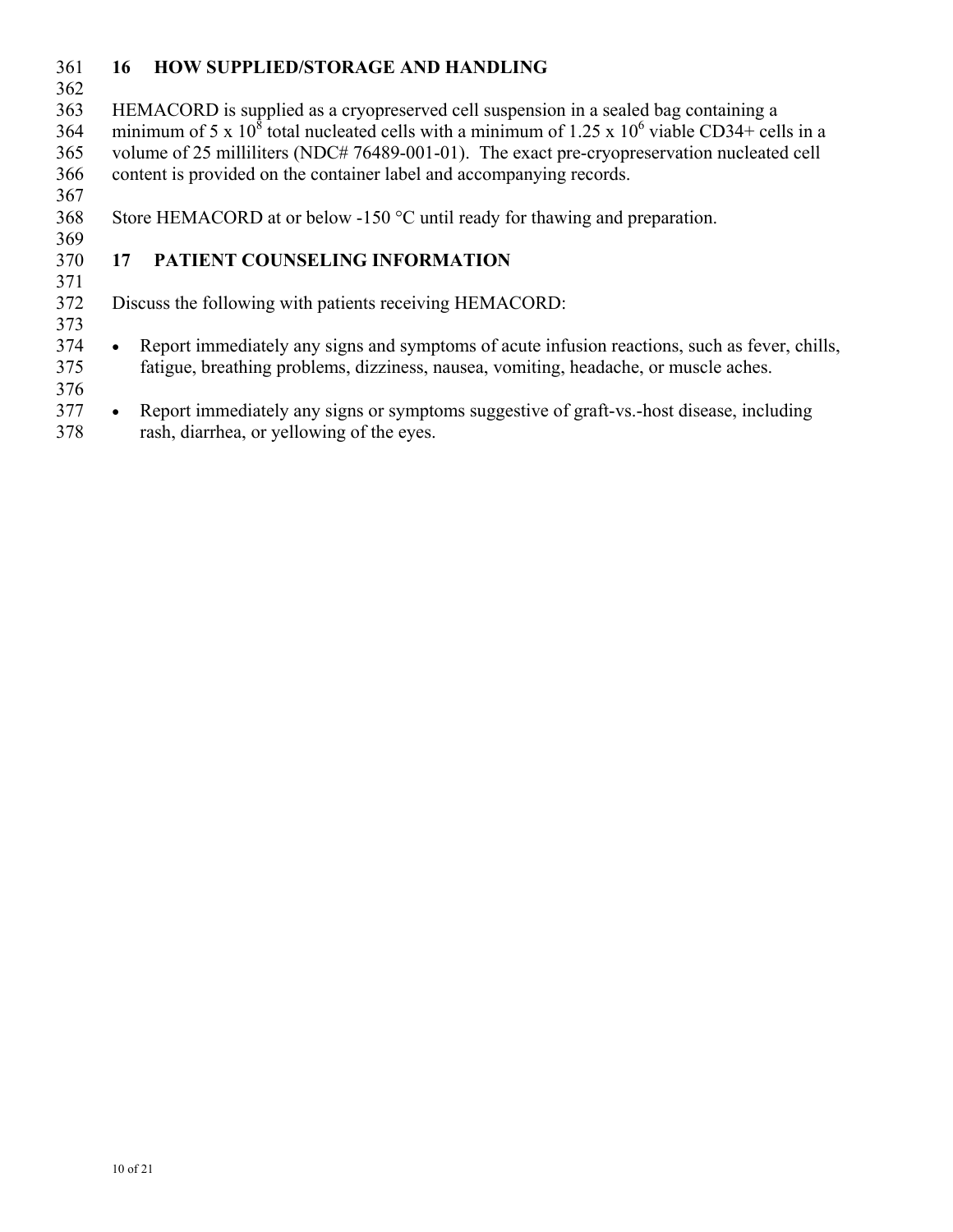## 16 HOW SUPPLIED/STORAGE AND HANDLING

HEMACORD is supplied as a cryopreserved cell suspension in a sealed bag containing a minimum of $5 \times 10^8$ total nucleated cells with a minimum of $1.25 \times 10^6$ viable CD34+ cells in a volume of 25 milliliters (NDC# 76489-001-01). The exact pre-cryopreservation nucleated cell content is provided on the container label and accompanying records.

Store HEMACORD at or below -150 °C until ready for thawing and preparation.

## 17 PATIENT COUNSELING INFORMATION

Discuss the following with patients receiving HEMACORD:

- Report immediately any signs and symptoms of acute infusion reactions, such as fever, chills, fatigue, breathing problems, dizziness, nausea, vomiting, headache, or muscle aches.

- Report immediately any signs or symptoms suggestive of graft-vs.-host disease, including rash, diarrhea, or yellowing of the eyes.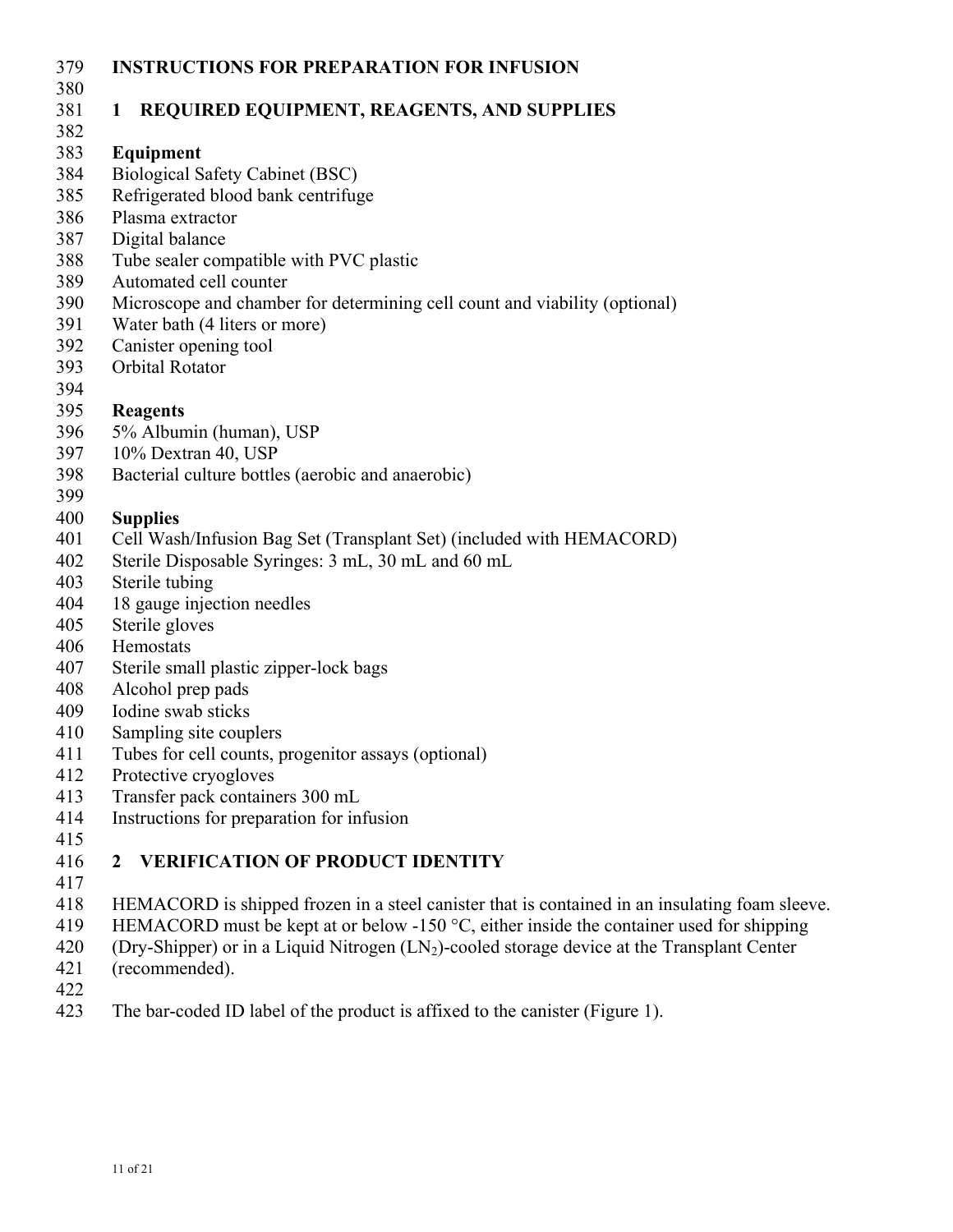# INSTRUCTIONS FOR PREPARATION FOR INFUSION

## 1 REQUIRED EQUIPMENT, REAGENTS, AND SUPPLIES

### Equipment

Biological Safety Cabinet (BSC)
Refrigerated blood bank centrifuge
Plasma extractor
Digital balance
Tube sealer compatible with PVC plastic
Automated cell counter
Microscope and chamber for determining cell count and viability (optional)
Water bath (4 liters or more)
Canister opening tool
Orbital Rotator

### Reagents

5% Albumin (human), USP
10% Dextran 40, USP
Bacterial culture bottles (aerobic and anaerobic)

### Supplies

Cell Wash/Infusion Bag Set (Transplant Set) (included with HEMACORD)
Sterile Disposable Syringes: 3 mL, 30 mL and 60 mL
Sterile tubing
18 gauge injection needles
Sterile gloves
Hemostats
Sterile small plastic zipper-lock bags
Alcohol prep pads
Iodine swab sticks
Sampling site couplers
Tubes for cell counts, progenitor assays (optional)
Protective cryogloves
Transfer pack containers 300 mL
Instructions for preparation for infusion

## 2 VERIFICATION OF PRODUCT IDENTITY

HEMACORD is shipped frozen in a steel canister that is contained in an insulating foam sleeve. HEMACORD must be kept at or below -150 °C, either inside the container used for shipping (Dry-Shipper) or in a Liquid Nitrogen ($LN_2$)-cooled storage device at the Transplant Center (recommended).

The bar-coded ID label of the product is affixed to the canister (Figure 1).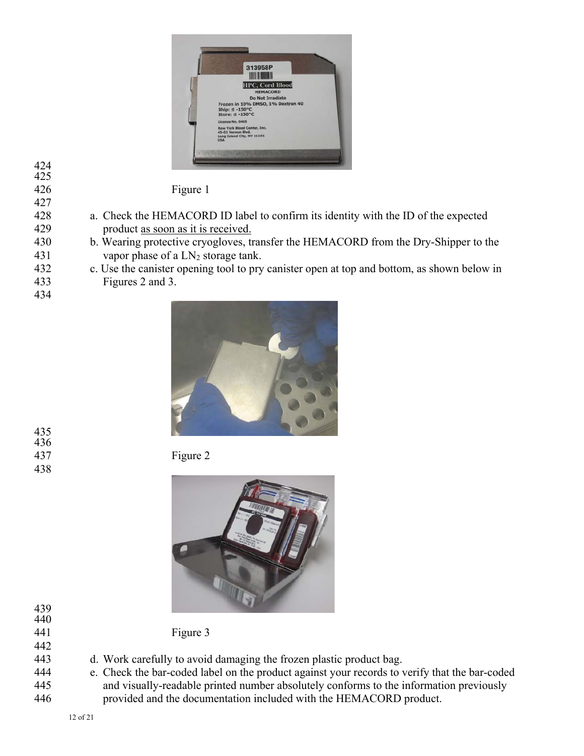Figure 1

a. Check the HEMACORD ID label to confirm its identity with the ID of the expected product as soon as it is received.
b. Wearing protective cryogloves, transfer the HEMACORD from the Dry-Shipper to the vapor phase of a $LN_2$ storage tank.
c. Use the canister opening tool to pry canister open at top and bottom, as shown below in Figures 2 and 3.

Figure 2

Figure 3

d. Work carefully to avoid damaging the frozen plastic product bag.
e. Check the bar-coded label on the product against your records to verify that the bar-coded and visually-readable printed number absolutely conforms to the information previously provided and the documentation included with the HEMACORD product.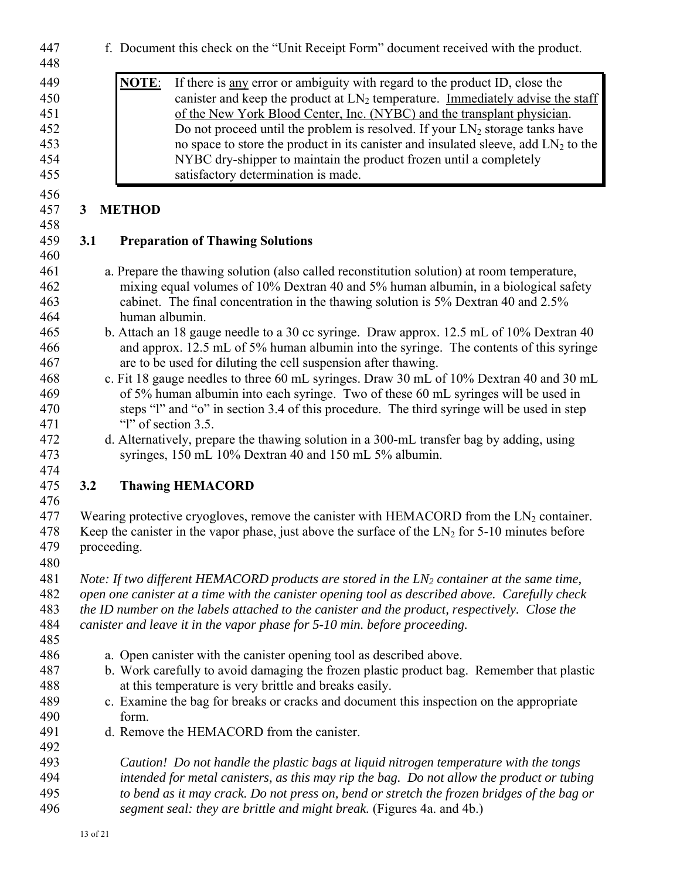f. Document this check on the "Unit Receipt Form" document received with the product.

> **NOTE**: If there is <u>any</u> error or ambiguity with regard to the product ID, close the canister and keep the product at $LN_2$ temperature. <u>Immediately advise the staff of the New York Blood Center, Inc. (NYBC) and the transplant physician</u>. Do not proceed until the problem is resolved. If your $LN_2$ storage tanks have no space to store the product in its canister and insulated sleeve, add $LN_2$ to the NYBC dry-shipper to maintain the product frozen until a completely satisfactory determination is made.

# 3 METHOD

## 3.1 Preparation of Thawing Solutions

a. Prepare the thawing solution (also called reconstitution solution) at room temperature, mixing equal volumes of 10% Dextran 40 and 5% human albumin, in a biological safety cabinet. The final concentration in the thawing solution is 5% Dextran 40 and 2.5% human albumin.

b. Attach an 18 gauge needle to a 30 cc syringe. Draw approx. 12.5 mL of 10% Dextran 40 and approx. 12.5 mL of 5% human albumin into the syringe. The contents of this syringe are to be used for diluting the cell suspension after thawing.

c. Fit 18 gauge needles to three 60 mL syringes. Draw 30 mL of 10% Dextran 40 and 30 mL of 5% human albumin into each syringe. Two of these 60 mL syringes will be used in steps "l" and "o" in section 3.4 of this procedure. The third syringe will be used in step "l" of section 3.5.

d. Alternatively, prepare the thawing solution in a 300-mL transfer bag by adding, using syringes, 150 mL 10% Dextran 40 and 150 mL 5% albumin.

## 3.2 Thawing HEMACORD

Wearing protective cryogloves, remove the canister with HEMACORD from the $LN_2$ container. Keep the canister in the vapor phase, just above the surface of the $LN_2$ for 5-10 minutes before proceeding.

*Note: If two different HEMACORD products are stored in the $LN_2$ container at the same time, open one canister at a time with the canister opening tool as described above. Carefully check the ID number on the labels attached to the canister and the product, respectively. Close the canister and leave it in the vapor phase for 5-10 min. before proceeding.*

a. Open canister with the canister opening tool as described above.

b. Work carefully to avoid damaging the frozen plastic product bag. Remember that plastic at this temperature is very brittle and breaks easily.

c. Examine the bag for breaks or cracks and document this inspection on the appropriate form.

d. Remove the HEMACORD from the canister.

*Caution! Do not handle the plastic bags at liquid nitrogen temperature with the tongs intended for metal canisters, as this may rip the bag. Do not allow the product or tubing to bend as it may crack. Do not press on, bend or stretch the frozen bridges of the bag or segment seal: they are brittle and might break.* (Figures 4a. and 4b.)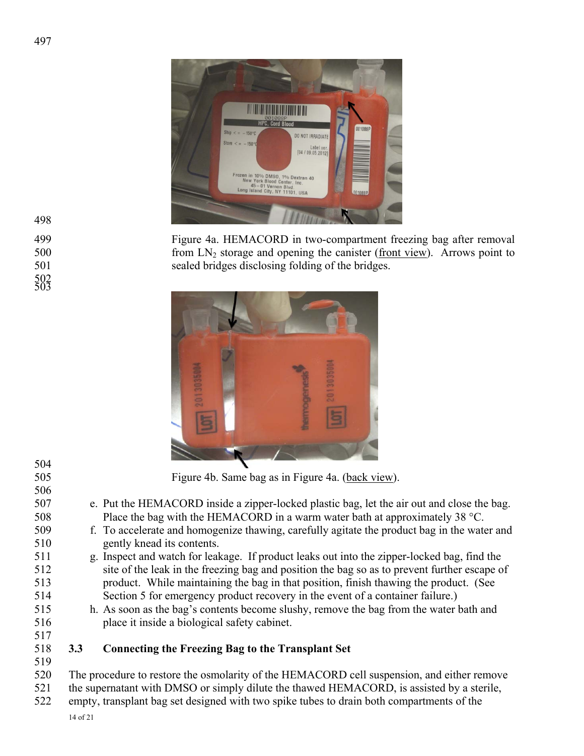Figure 4a. HEMACORD in two-compartment freezing bag after removal from $LN_2$ storage and opening the canister (front view). Arrows point to sealed bridges disclosing folding of the bridges.

Figure 4b. Same bag as in Figure 4a. (back view).

e. Put the HEMACORD inside a zipper-locked plastic bag, let the air out and close the bag. Place the bag with the HEMACORD in a warm water bath at approximately 38 °C.
f. To accelerate and homogenize thawing, carefully agitate the product bag in the water and gently knead its contents.
g. Inspect and watch for leakage. If product leaks out into the zipper-locked bag, find the site of the leak in the freezing bag and position the bag so as to prevent further escape of product. While maintaining the bag in that position, finish thawing the product. (See Section 5 for emergency product recovery in the event of a container failure.)
h. As soon as the bag's contents become slushy, remove the bag from the water bath and place it inside a biological safety cabinet.

### 3.3 Connecting the Freezing Bag to the Transplant Set

The procedure to restore the osmolarity of the HEMACORD cell suspension, and either remove the supernatant with DMSO or simply dilute the thawed HEMACORD, is assisted by a sterile, empty, transplant bag set designed with two spike tubes to drain both compartments of the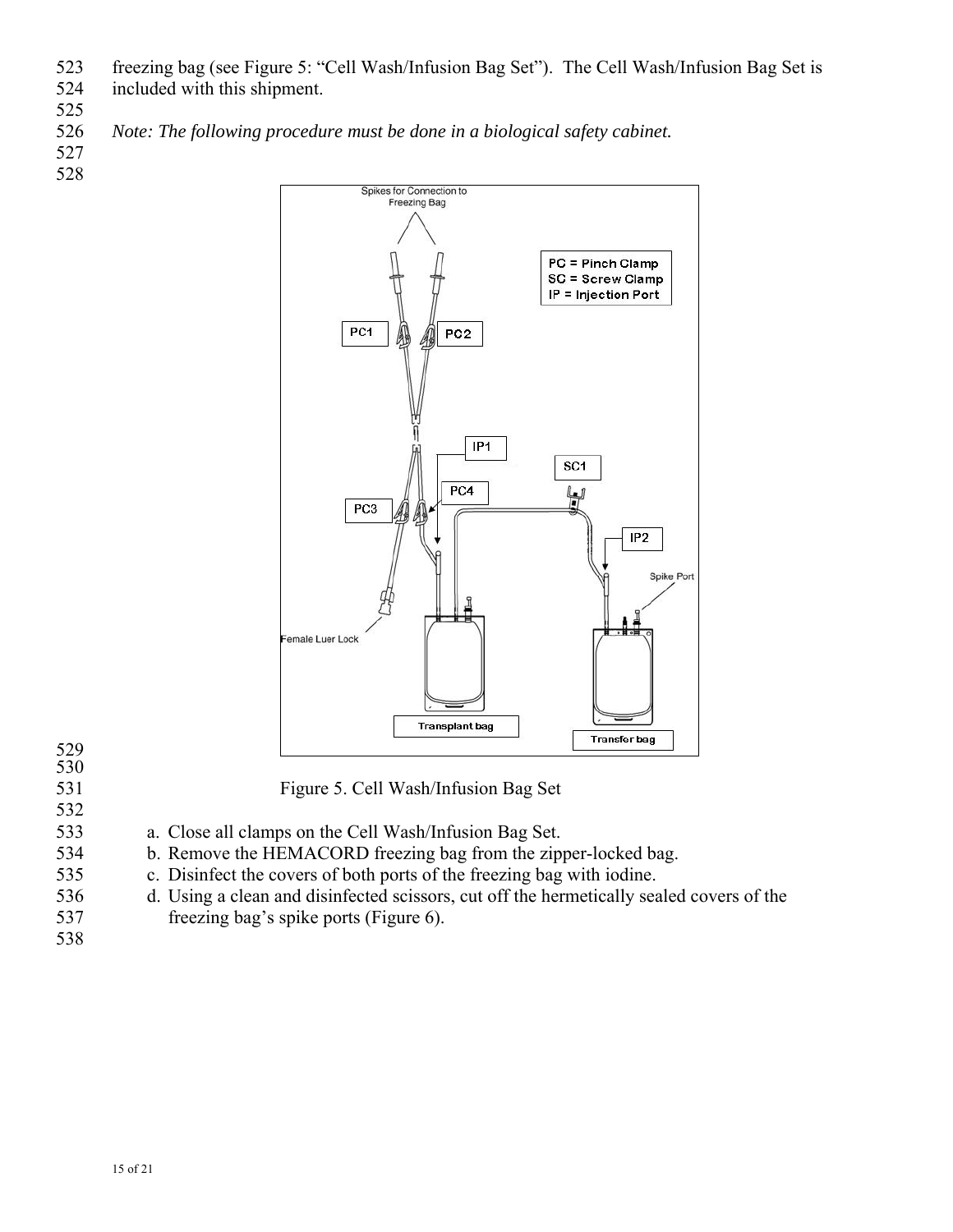freezing bag (see Figure 5: "Cell Wash/Infusion Bag Set"). The Cell Wash/Infusion Bag Set is included with this shipment.

*Note: The following procedure must be done in a biological safety cabinet.*

Figure 5. Cell Wash/Infusion Bag Set

a. Close all clamps on the Cell Wash/Infusion Bag Set.
b. Remove the HEMACORD freezing bag from the zipper-locked bag.
c. Disinfect the covers of both ports of the freezing bag with iodine.
d. Using a clean and disinfected scissors, cut off the hermetically sealed covers of the freezing bag's spike ports (Figure 6).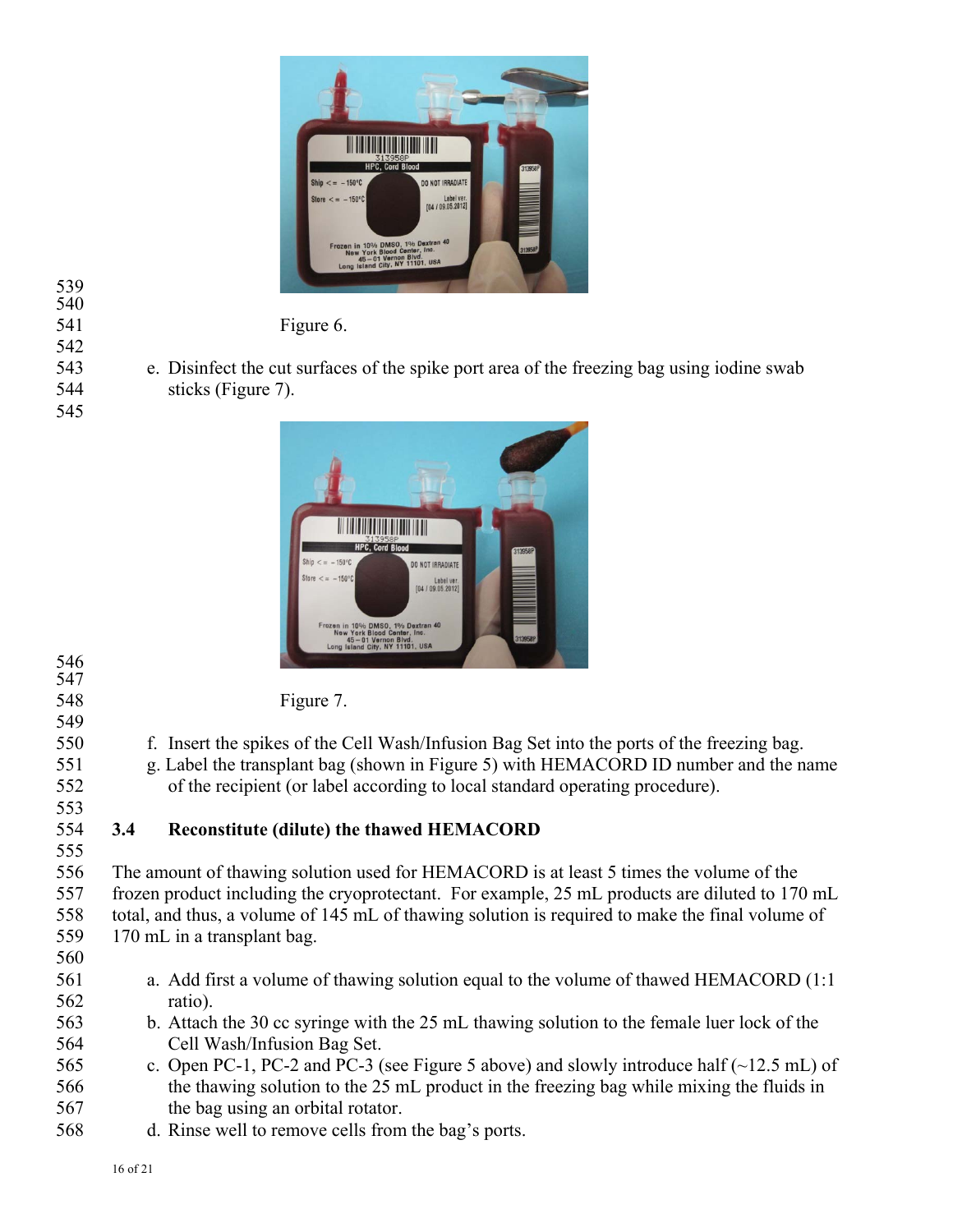Figure 6.

e. Disinfect the cut surfaces of the spike port area of the freezing bag using iodine swab sticks (Figure 7).

Figure 7.

f. Insert the spikes of the Cell Wash/Infusion Bag Set into the ports of the freezing bag.
g. Label the transplant bag (shown in Figure 5) with HEMACORD ID number and the name of the recipient (or label according to local standard operating procedure).

### 3.4 Reconstitute (dilute) the thawed HEMACORD

The amount of thawing solution used for HEMACORD is at least 5 times the volume of the frozen product including the cryoprotectant. For example, 25 mL products are diluted to 170 mL total, and thus, a volume of 145 mL of thawing solution is required to make the final volume of 170 mL in a transplant bag.

a. Add first a volume of thawing solution equal to the volume of thawed HEMACORD (1:1 ratio).
b. Attach the 30 cc syringe with the 25 mL thawing solution to the female luer lock of the Cell Wash/Infusion Bag Set.
c. Open PC-1, PC-2 and PC-3 (see Figure 5 above) and slowly introduce half (~12.5 mL) of the thawing solution to the 25 mL product in the freezing bag while mixing the fluids in the bag using an orbital rotator.
d. Rinse well to remove cells from the bag's ports.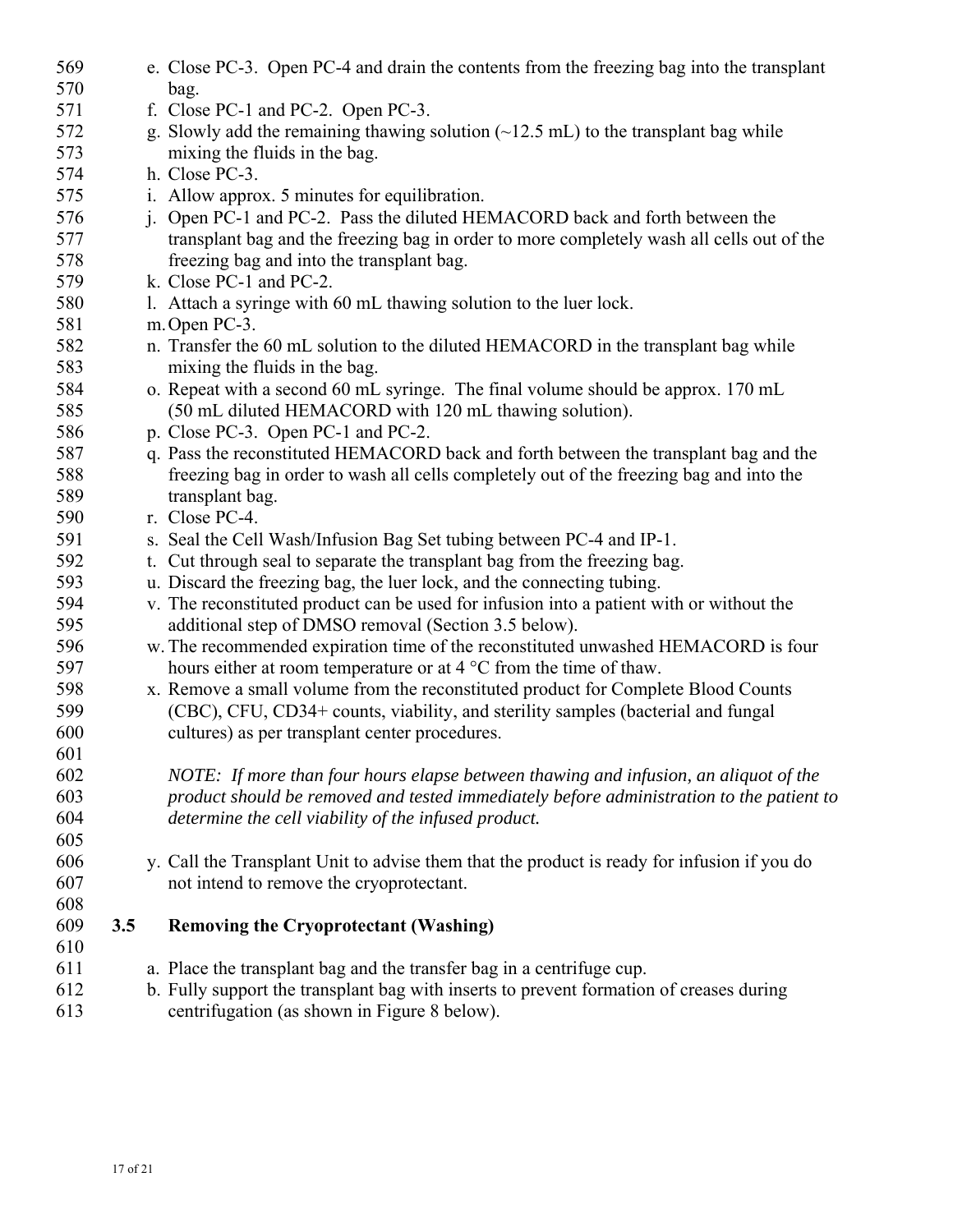e. Close PC-3. Open PC-4 and drain the contents from the freezing bag into the transplant bag.
f. Close PC-1 and PC-2. Open PC-3.
g. Slowly add the remaining thawing solution (~12.5 mL) to the transplant bag while mixing the fluids in the bag.
h. Close PC-3.
i. Allow approx. 5 minutes for equilibration.
j. Open PC-1 and PC-2. Pass the diluted HEMACORD back and forth between the transplant bag and the freezing bag in order to more completely wash all cells out of the freezing bag and into the transplant bag.
k. Close PC-1 and PC-2.
l. Attach a syringe with 60 mL thawing solution to the luer lock.
m. Open PC-3.
n. Transfer the 60 mL solution to the diluted HEMACORD in the transplant bag while mixing the fluids in the bag.
o. Repeat with a second 60 mL syringe. The final volume should be approx. 170 mL (50 mL diluted HEMACORD with 120 mL thawing solution).
p. Close PC-3. Open PC-1 and PC-2.
q. Pass the reconstituted HEMACORD back and forth between the transplant bag and the freezing bag in order to wash all cells completely out of the freezing bag and into the transplant bag.
r. Close PC-4.
s. Seal the Cell Wash/Infusion Bag Set tubing between PC-4 and IP-1.
t. Cut through seal to separate the transplant bag from the freezing bag.
u. Discard the freezing bag, the luer lock, and the connecting tubing.
v. The reconstituted product can be used for infusion into a patient with or without the additional step of DMSO removal (Section 3.5 below).
w. The recommended expiration time of the reconstituted unwashed HEMACORD is four hours either at room temperature or at 4 °C from the time of thaw.
x. Remove a small volume from the reconstituted product for Complete Blood Counts (CBC), CFU, CD34+ counts, viability, and sterility samples (bacterial and fungal cultures) as per transplant center procedures.

   *NOTE: If more than four hours elapse between thawing and infusion, an aliquot of the product should be removed and tested immediately before administration to the patient to determine the cell viability of the infused product.*

y. Call the Transplant Unit to advise them that the product is ready for infusion if you do not intend to remove the cryoprotectant.

### 3.5 Removing the Cryoprotectant (Washing)

a. Place the transplant bag and the transfer bag in a centrifuge cup.
b. Fully support the transplant bag with inserts to prevent formation of creases during centrifugation (as shown in Figure 8 below).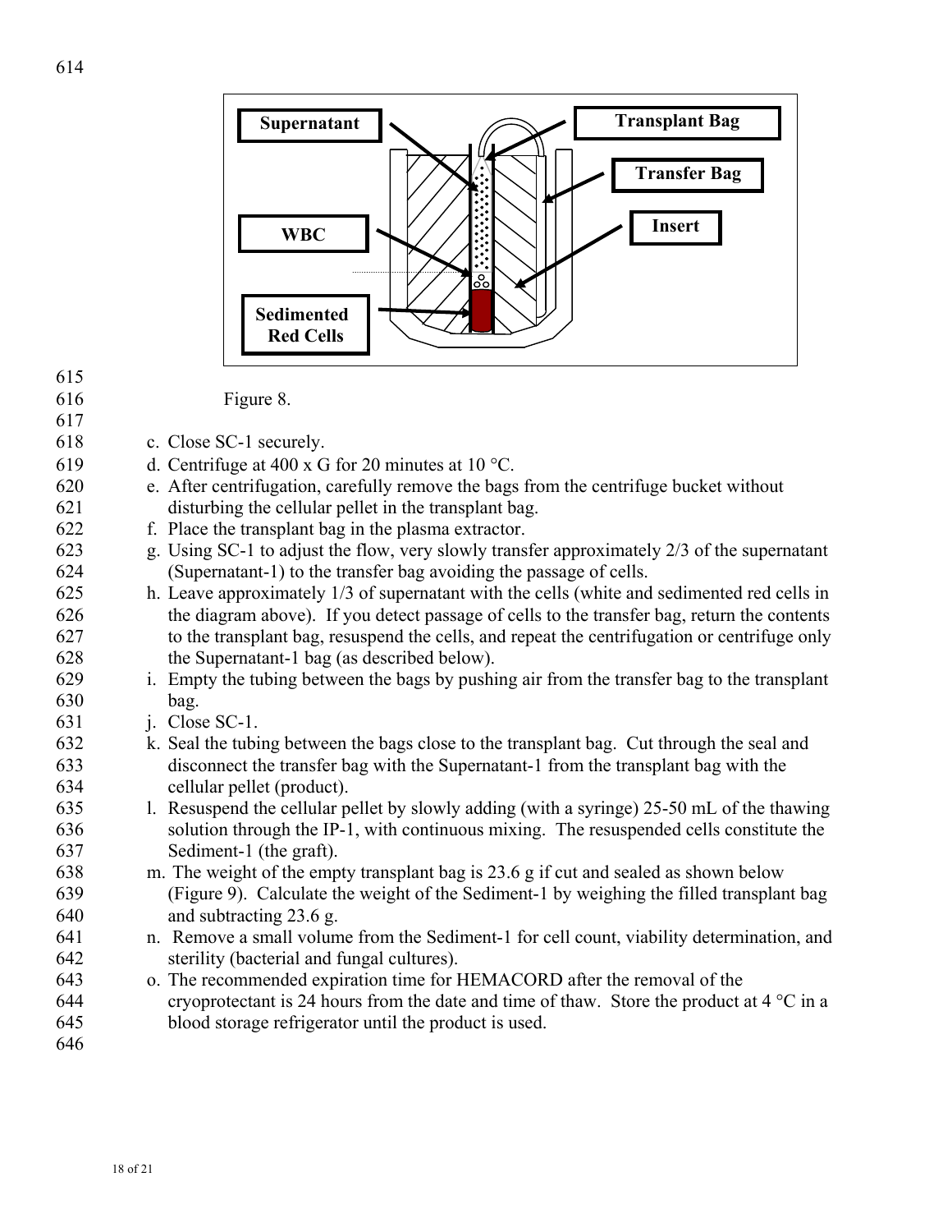Figure 8.

c. Close SC-1 securely.
d. Centrifuge at 400 x G for 20 minutes at 10 °C.
e. After centrifugation, carefully remove the bags from the centrifuge bucket without disturbing the cellular pellet in the transplant bag.
f. Place the transplant bag in the plasma extractor.
g. Using SC-1 to adjust the flow, very slowly transfer approximately 2/3 of the supernatant (Supernatant-1) to the transfer bag avoiding the passage of cells.
h. Leave approximately 1/3 of supernatant with the cells (white and sedimented red cells in the diagram above). If you detect passage of cells to the transfer bag, return the contents to the transplant bag, resuspend the cells, and repeat the centrifugation or centrifuge only the Supernatant-1 bag (as described below).
i. Empty the tubing between the bags by pushing air from the transfer bag to the transplant bag.
j. Close SC-1.
k. Seal the tubing between the bags close to the transplant bag. Cut through the seal and disconnect the transfer bag with the Supernatant-1 from the transplant bag with the cellular pellet (product).
l. Resuspend the cellular pellet by slowly adding (with a syringe) 25-50 mL of the thawing solution through the IP-1, with continuous mixing. The resuspended cells constitute the Sediment-1 (the graft).
m. The weight of the empty transplant bag is 23.6 g if cut and sealed as shown below (Figure 9). Calculate the weight of the Sediment-1 by weighing the filled transplant bag and subtracting 23.6 g.
n. Remove a small volume from the Sediment-1 for cell count, viability determination, and sterility (bacterial and fungal cultures).
o. The recommended expiration time for HEMACORD after the removal of the cryoprotectant is 24 hours from the date and time of thaw. Store the product at 4 °C in a blood storage refrigerator until the product is used.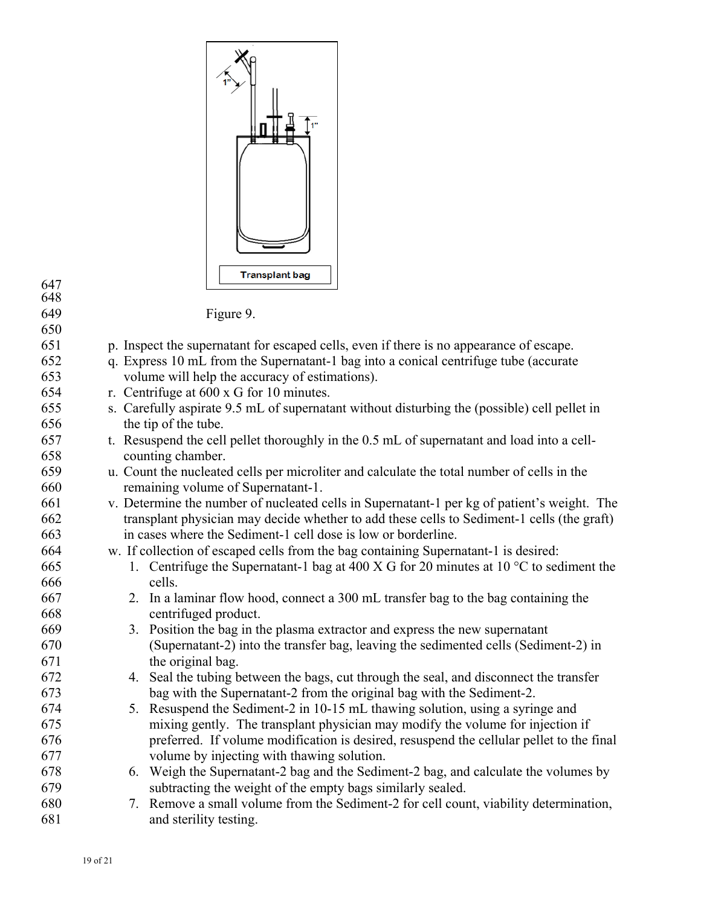Figure 9.

p. Inspect the supernatant for escaped cells, even if there is no appearance of escape.
q. Express 10 mL from the Supernatant-1 bag into a conical centrifuge tube (accurate volume will help the accuracy of estimations).
r. Centrifuge at 600 x G for 10 minutes.
s. Carefully aspirate 9.5 mL of supernatant without disturbing the (possible) cell pellet in the tip of the tube.
t. Resuspend the cell pellet thoroughly in the 0.5 mL of supernatant and load into a cell-counting chamber.
u. Count the nucleated cells per microliter and calculate the total number of cells in the remaining volume of Supernatant-1.
v. Determine the number of nucleated cells in Supernatant-1 per kg of patient's weight. The transplant physician may decide whether to add these cells to Sediment-1 cells (the graft) in cases where the Sediment-1 cell dose is low or borderline.
w. If collection of escaped cells from the bag containing Supernatant-1 is desired:
   1. Centrifuge the Supernatant-1 bag at 400 X G for 20 minutes at 10 °C to sediment the cells.
   2. In a laminar flow hood, connect a 300 mL transfer bag to the bag containing the centrifuged product.
   3. Position the bag in the plasma extractor and express the new supernatant (Supernatant-2) into the transfer bag, leaving the sedimented cells (Sediment-2) in the original bag.
   4. Seal the tubing between the bags, cut through the seal, and disconnect the transfer bag with the Supernatant-2 from the original bag with the Sediment-2.
   5. Resuspend the Sediment-2 in 10-15 mL thawing solution, using a syringe and mixing gently. The transplant physician may modify the volume for injection if preferred. If volume modification is desired, resuspend the cellular pellet to the final volume by injecting with thawing solution.
   6. Weigh the Supernatant-2 bag and the Sediment-2 bag, and calculate the volumes by subtracting the weight of the empty bags similarly sealed.
   7. Remove a small volume from the Sediment-2 for cell count, viability determination, and sterility testing.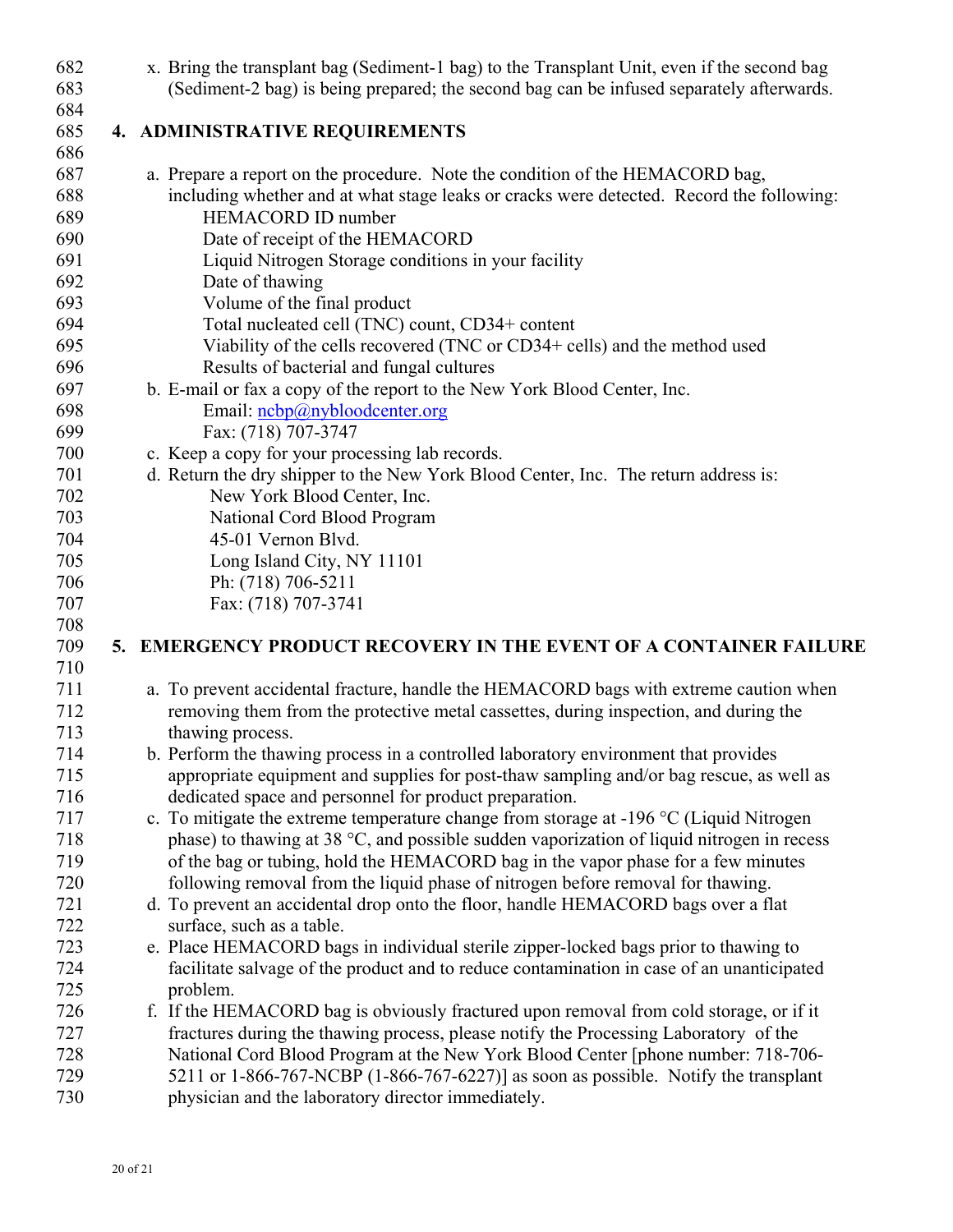x. Bring the transplant bag (Sediment-1 bag) to the Transplant Unit, even if the second bag (Sediment-2 bag) is being prepared; the second bag can be infused separately afterwards.

## 4. ADMINISTRATIVE REQUIREMENTS

a. Prepare a report on the procedure. Note the condition of the HEMACORD bag, including whether and at what stage leaks or cracks were detected. Record the following:
   - HEMACORD ID number
   - Date of receipt of the HEMACORD
   - Liquid Nitrogen Storage conditions in your facility
   - Date of thawing
   - Volume of the final product
   - Total nucleated cell (TNC) count, CD34+ content
   - Viability of the cells recovered (TNC or CD34+ cells) and the method used
   - Results of bacterial and fungal cultures

b. E-mail or fax a copy of the report to the New York Blood Center, Inc.
   - Email: ncbp@nybloodcenter.org
   - Fax: (718) 707-3747

c. Keep a copy for your processing lab records.

d. Return the dry shipper to the New York Blood Center, Inc. The return address is:

   New York Blood Center, Inc.
   National Cord Blood Program
   45-01 Vernon Blvd.
   Long Island City, NY 11101
   Ph: (718) 706-5211
   Fax: (718) 707-3741

## 5. EMERGENCY PRODUCT RECOVERY IN THE EVENT OF A CONTAINER FAILURE

a. To prevent accidental fracture, handle the HEMACORD bags with extreme caution when removing them from the protective metal cassettes, during inspection, and during the thawing process.

b. Perform the thawing process in a controlled laboratory environment that provides appropriate equipment and supplies for post-thaw sampling and/or bag rescue, as well as dedicated space and personnel for product preparation.

c. To mitigate the extreme temperature change from storage at -196 °C (Liquid Nitrogen phase) to thawing at 38 °C, and possible sudden vaporization of liquid nitrogen in recess of the bag or tubing, hold the HEMACORD bag in the vapor phase for a few minutes following removal from the liquid phase of nitrogen before removal for thawing.

d. To prevent an accidental drop onto the floor, handle HEMACORD bags over a flat surface, such as a table.

e. Place HEMACORD bags in individual sterile zipper-locked bags prior to thawing to facilitate salvage of the product and to reduce contamination in case of an unanticipated problem.

f. If the HEMACORD bag is obviously fractured upon removal from cold storage, or if it fractures during the thawing process, please notify the Processing Laboratory of the National Cord Blood Program at the New York Blood Center [phone number: 718-706-5211 or 1-866-767-NCBP (1-866-767-6227)] as soon as possible. Notify the transplant physician and the laboratory director immediately.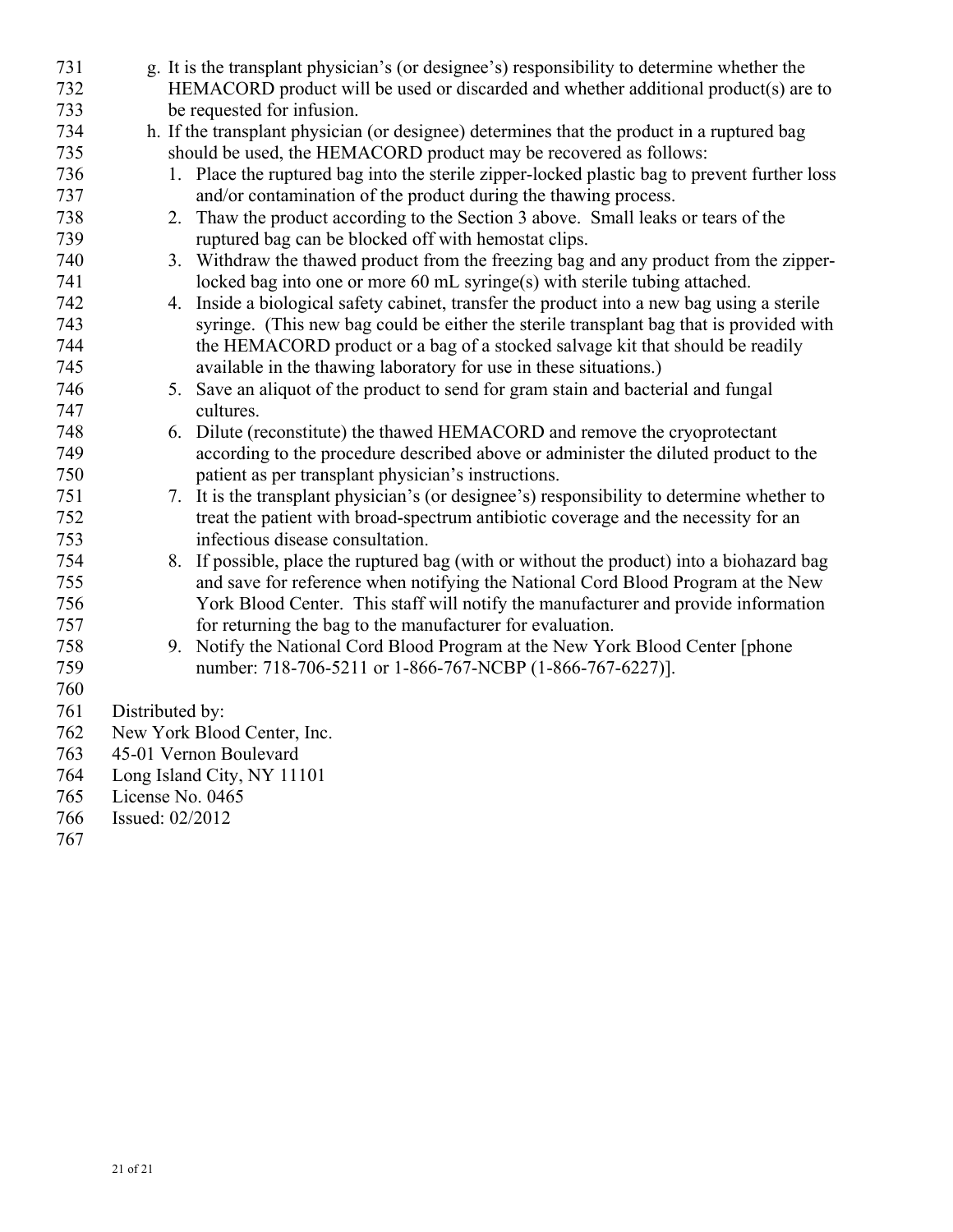g. It is the transplant physician's (or designee's) responsibility to determine whether the HEMACORD product will be used or discarded and whether additional product(s) are to be requested for infusion.

h. If the transplant physician (or designee) determines that the product in a ruptured bag should be used, the HEMACORD product may be recovered as follows:

1. Place the ruptured bag into the sterile zipper-locked plastic bag to prevent further loss and/or contamination of the product during the thawing process.
2. Thaw the product according to the Section 3 above. Small leaks or tears of the ruptured bag can be blocked off with hemostat clips.
3. Withdraw the thawed product from the freezing bag and any product from the zipper-locked bag into one or more 60 mL syringe(s) with sterile tubing attached.
4. Inside a biological safety cabinet, transfer the product into a new bag using a sterile syringe. (This new bag could be either the sterile transplant bag that is provided with the HEMACORD product or a bag of a stocked salvage kit that should be readily available in the thawing laboratory for use in these situations.)
5. Save an aliquot of the product to send for gram stain and bacterial and fungal cultures.
6. Dilute (reconstitute) the thawed HEMACORD and remove the cryoprotectant according to the procedure described above or administer the diluted product to the patient as per transplant physician's instructions.
7. It is the transplant physician's (or designee's) responsibility to determine whether to treat the patient with broad-spectrum antibiotic coverage and the necessity for an infectious disease consultation.
8. If possible, place the ruptured bag (with or without the product) into a biohazard bag and save for reference when notifying the National Cord Blood Program at the New York Blood Center. This staff will notify the manufacturer and provide information for returning the bag to the manufacturer for evaluation.
9. Notify the National Cord Blood Program at the New York Blood Center [phone number: 718-706-5211 or 1-866-767-NCBP (1-866-767-6227)].

Distributed by:
New York Blood Center, Inc.
45-01 Vernon Boulevard
Long Island City, NY 11101
License No. 0465
Issued: 02/2012